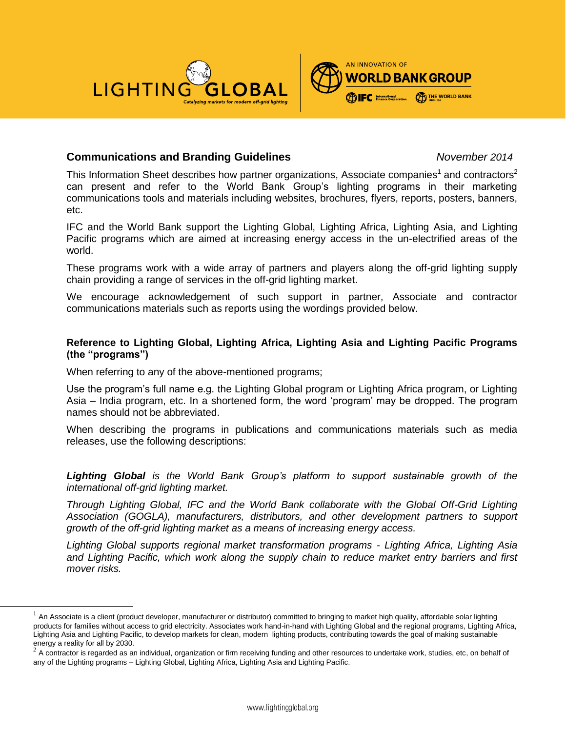**Communications and Branding Guidelines** *November 2014*

This Information Sheet describes how partner organizations, Associate companies[1] and contractors[2] can present and refer to the World Bank Group's lighting programs in their marketing communications tools and materials including websites, brochures, flyers, reports, posters, banners, etc.

IFC and the World Bank support the Lighting Global, Lighting Africa, Lighting Asia, and Lighting Pacific programs which are aimed at increasing energy access in the un-electrified areas of the world.

These programs work with a wide array of partners and players along the off-grid lighting supply chain providing a range of services in the off-grid lighting market.

We encourage acknowledgement of such support in partner, Associate and contractor communications materials such as reports using the wordings provided below.

**Reference to Lighting Global, Lighting Africa, Lighting Asia and Lighting Pacific Programs (the "programs")**

When referring to any of the above-mentioned programs;

Use the program's full name e.g. the Lighting Global program or Lighting Africa program, or Lighting Asia – India program, etc. In a shortened form, the word 'program' may be dropped. The program names should not be abbreviated.

When describing the programs in publications and communications materials such as media releases, use the following descriptions:

***Lighting Global*** *is the World Bank Group's platform to support sustainable growth of the international off-grid lighting market.*

*Through Lighting Global, IFC and the World Bank collaborate with the Global Off-Grid Lighting Association (GOGLA), manufacturers, distributors, and other development partners to support growth of the off-grid lighting market as a means of increasing energy access.*

*Lighting Global supports regional market transformation programs - Lighting Africa, Lighting Asia and Lighting Pacific, which work along the supply chain to reduce market entry barriers and first mover risks.*

---

[1] An Associate is a client (product developer, manufacturer or distributor) committed to bringing to market high quality, affordable solar lighting products for families without access to grid electricity. Associates work hand-in-hand with Lighting Global and the regional programs, Lighting Africa, Lighting Asia and Lighting Pacific, to develop markets for clean, modern lighting products, contributing towards the goal of making sustainable energy a reality for all by 2030.

[2] A contractor is regarded as an individual, organization or firm receiving funding and other resources to undertake work, studies, etc, on behalf of any of the Lighting programs – Lighting Global, Lighting Africa, Lighting Asia and Lighting Pacific.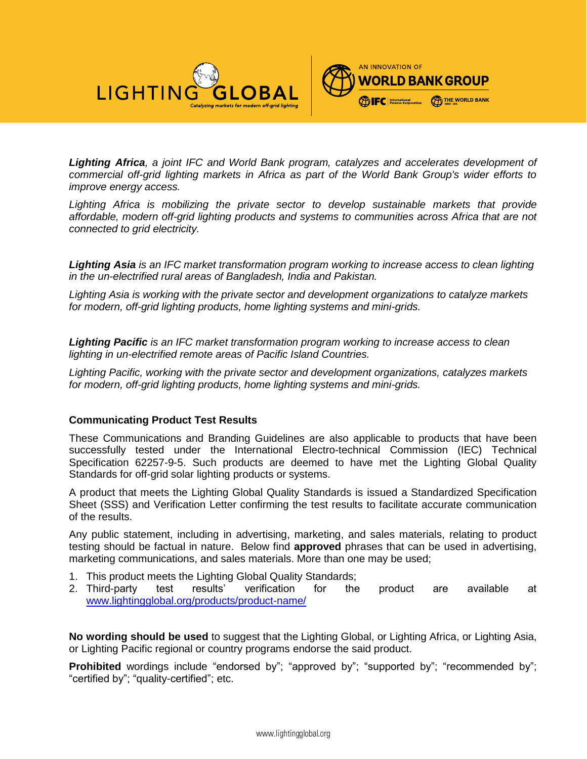***Lighting Africa**, a joint IFC and World Bank program, catalyzes and accelerates development of commercial off-grid lighting markets in Africa as part of the World Bank Group's wider efforts to improve energy access.*

*Lighting Africa is mobilizing the private sector to develop sustainable markets that provide affordable, modern off-grid lighting products and systems to communities across Africa that are not connected to grid electricity.*

***Lighting Asia** is an IFC market transformation program working to increase access to clean lighting in the un-electrified rural areas of Bangladesh, India and Pakistan.*

*Lighting Asia is working with the private sector and development organizations to catalyze markets for modern, off-grid lighting products, home lighting systems and mini-grids.*

***Lighting Pacific** is an IFC market transformation program working to increase access to clean lighting in un-electrified remote areas of Pacific Island Countries.*

*Lighting Pacific, working with the private sector and development organizations, catalyzes markets for modern, off-grid lighting products, home lighting systems and mini-grids.*

**Communicating Product Test Results**

These Communications and Branding Guidelines are also applicable to products that have been successfully tested under the International Electro-technical Commission (IEC) Technical Specification 62257-9-5. Such products are deemed to have met the Lighting Global Quality Standards for off-grid solar lighting products or systems.

A product that meets the Lighting Global Quality Standards is issued a Standardized Specification Sheet (SSS) and Verification Letter confirming the test results to facilitate accurate communication of the results.

Any public statement, including in advertising, marketing, and sales materials, relating to product testing should be factual in nature. Below find **approved** phrases that can be used in advertising, marketing communications, and sales materials. More than one may be used;

1. This product meets the Lighting Global Quality Standards;
2. Third-party test results' verification for the product are available at [www.lightingglobal.org/products/product-name/](www.lightingglobal.org/products/product-name/)

**No wording should be used** to suggest that the Lighting Global, or Lighting Africa, or Lighting Asia, or Lighting Pacific regional or country programs endorse the said product.

**Prohibited** wordings include "endorsed by"; "approved by"; "supported by"; "recommended by"; "certified by"; "quality-certified"; etc.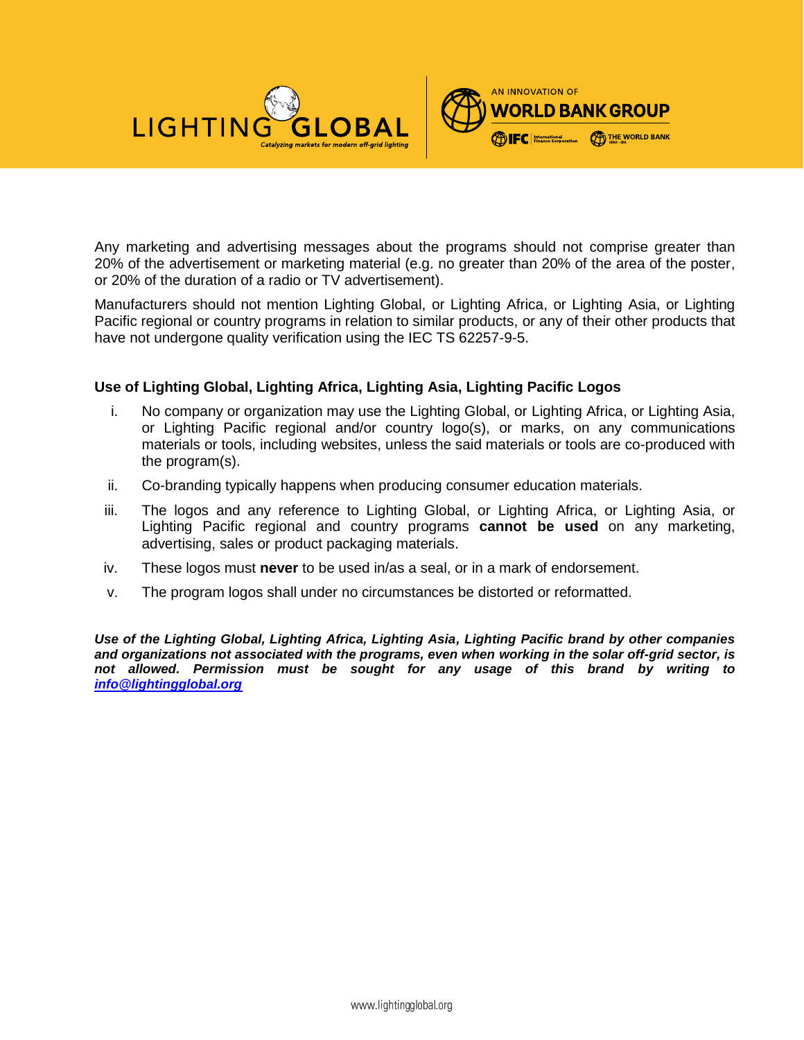Any marketing and advertising messages about the programs should not comprise greater than 20% of the advertisement or marketing material (e.g. no greater than 20% of the area of the poster, or 20% of the duration of a radio or TV advertisement).

Manufacturers should not mention Lighting Global, or Lighting Africa, or Lighting Asia, or Lighting Pacific regional or country programs in relation to similar products, or any of their other products that have not undergone quality verification using the IEC TS 62257-9-5.

**Use of Lighting Global, Lighting Africa, Lighting Asia, Lighting Pacific Logos**

i. No company or organization may use the Lighting Global, or Lighting Africa, or Lighting Asia, or Lighting Pacific regional and/or country logo(s), or marks, on any communications materials or tools, including websites, unless the said materials or tools are co-produced with the program(s).

ii. Co-branding typically happens when producing consumer education materials.

iii. The logos and any reference to Lighting Global, or Lighting Africa, or Lighting Asia, or Lighting Pacific regional and country programs **cannot be used** on any marketing, advertising, sales or product packaging materials.

iv. These logos must **never** to be used in/as a seal, or in a mark of endorsement.

v. The program logos shall under no circumstances be distorted or reformatted.

***Use of the Lighting Global, Lighting Africa, Lighting Asia, Lighting Pacific brand by other companies and organizations not associated with the programs, even when working in the solar off-grid sector, is not allowed. Permission must be sought for any usage of this brand by writing to info@lightingglobal.org***